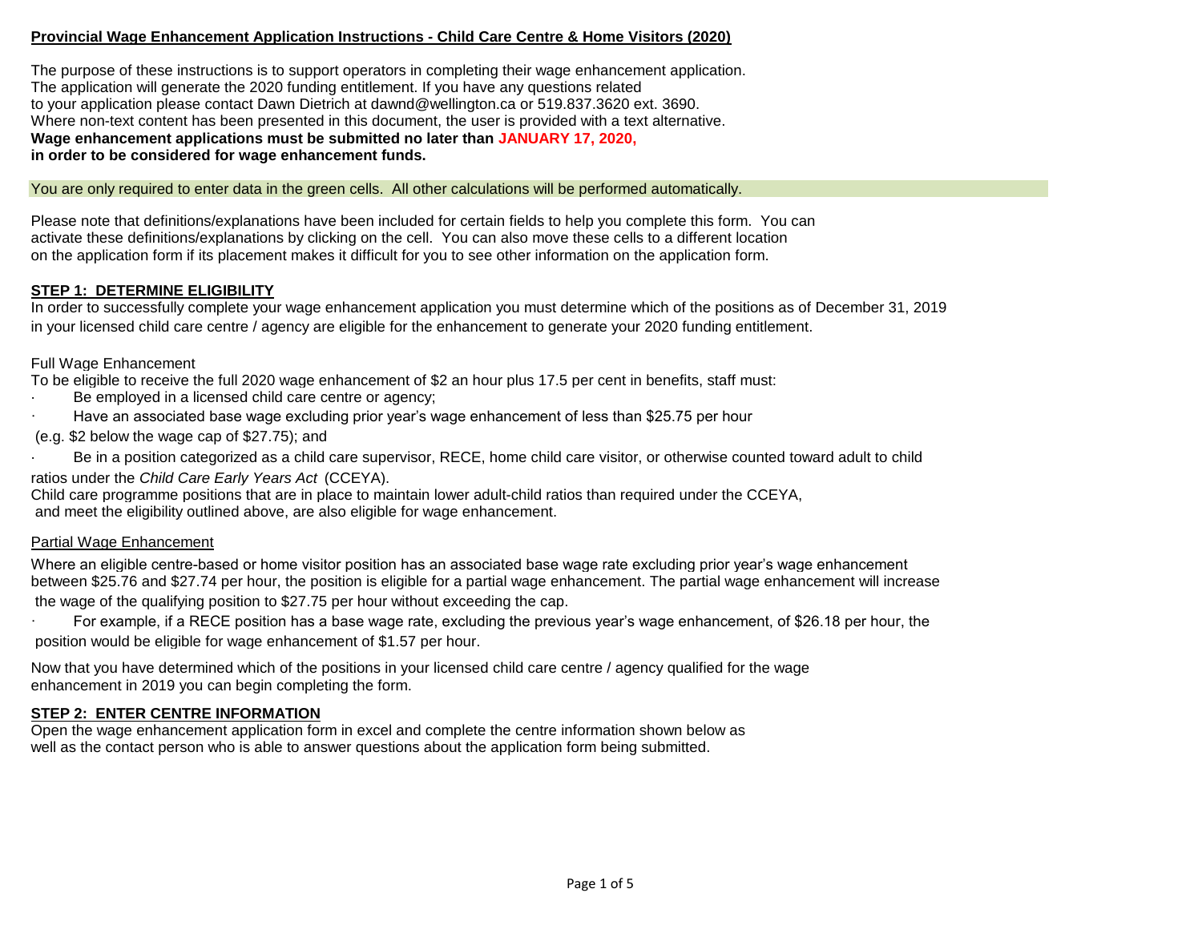## Provincial Wage Enhancement Application Instructions - Child Care Centre & Home Visitors (2020)

The purpose of these instructions is to support operators in completing their wage enhancement application. The application will generate the 2020 funding entitlement. If you have any questions related to your application please contact Dawn Dietrich at dawnd@wellington.ca or 519.837.3620 ext. 3690. Where non-text content has been presented in this document, the user is provided with a text alternative.

**Wage enhancement applications must be submitted no later than JANUARY 17, 2020, in order to be considered for wage enhancement funds.**

You are only required to enter data in the green cells. All other calculations will be performed automatically.

Please note that definitions/explanations have been included for certain fields to help you complete this form. You can activate these definitions/explanations by clicking on the cell. You can also move these cells to a different location on the application form if its placement makes it difficult for you to see other information on the application form.

### STEP 1: DETERMINE ELIGIBILITY

In order to successfully complete your wage enhancement application you must determine which of the positions as of December 31, 2019 in your licensed child care centre / agency are eligible for the enhancement to generate your 2020 funding entitlement.

Full Wage Enhancement

To be eligible to receive the full 2020 wage enhancement of $2 an hour plus 17.5 per cent in benefits, staff must:

- Be employed in a licensed child care centre or agency;
- Have an associated base wage excluding prior year's wage enhancement of less than $25.75 per hour (e.g. $2 below the wage cap of $27.75); and
- Be in a position categorized as a child care supervisor, RECE, home child care visitor, or otherwise counted toward adult to child ratios under the *Child Care Early Years Act* (CCEYA).

Child care programme positions that are in place to maintain lower adult-child ratios than required under the CCEYA, and meet the eligibility outlined above, are also eligible for wage enhancement.

Partial Wage Enhancement

Where an eligible centre-based or home visitor position has an associated base wage rate excluding prior year's wage enhancement between $25.76 and $27.74 per hour, the position is eligible for a partial wage enhancement. The partial wage enhancement will increase the wage of the qualifying position to $27.75 per hour without exceeding the cap.

- For example, if a RECE position has a base wage rate, excluding the previous year's wage enhancement, of $26.18 per hour, the position would be eligible for wage enhancement of $1.57 per hour.

Now that you have determined which of the positions in your licensed child care centre / agency qualified for the wage enhancement in 2019 you can begin completing the form.

### STEP 2: ENTER CENTRE INFORMATION

Open the wage enhancement application form in excel and complete the centre information shown below as well as the contact person who is able to answer questions about the application form being submitted.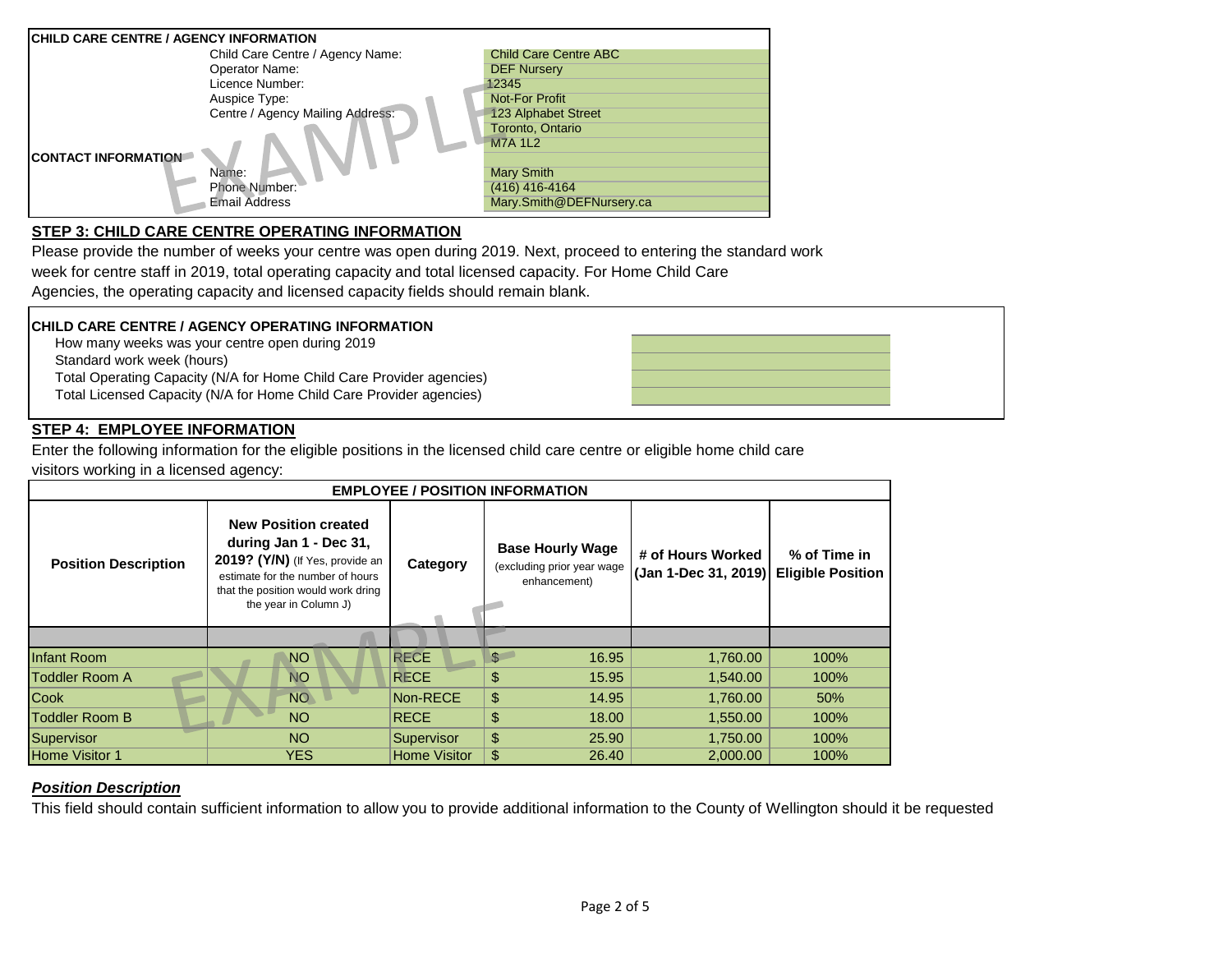**CHILD CARE CENTRE / AGENCY INFORMATION**

| | |
|---|---|
| Child Care Centre / Agency Name: | Child Care Centre ABC |
| Operator Name: | DEF Nursery |
| Licence Number: | 12345 |
| Auspice Type: | Not-For Profit |
| Centre / Agency Mailing Address: | 123 Alphabet Street |
| | Toronto, Ontario |
| | M7A 1L2 |

**CONTACT INFORMATION**

| | |
|---|---|
| Name: | Mary Smith |
| Phone Number: | (416) 416-4164 |
| Email Address | Mary.Smith@DEFNursery.ca |

EXAMPLE

## STEP 3: CHILD CARE CENTRE OPERATING INFORMATION

Please provide the number of weeks your centre was open during 2019. Next, proceed to entering the standard work week for centre staff in 2019, total operating capacity and total licensed capacity. For Home Child Care Agencies, the operating capacity and licensed capacity fields should remain blank.

**CHILD CARE CENTRE / AGENCY OPERATING INFORMATION**

| | |
|---|---|
| How many weeks was your centre open during 2019 | |
| Standard work week (hours) | |
| Total Operating Capacity (N/A for Home Child Care Provider agencies) | |
| Total Licensed Capacity (N/A for Home Child Care Provider agencies) | |

## STEP 4: EMPLOYEE INFORMATION

Enter the following information for the eligible positions in the licensed child care centre or eligible home child care visitors working in a licensed agency:

**EMPLOYEE / POSITION INFORMATION**

| Position Description | New Position created during Jan 1 - Dec 31, 2019? (Y/N) (If Yes, provide an estimate for the number of hours that the position would work dring the year in Column J) | Category | Base Hourly Wage (excluding prior year wage enhancement) | # of Hours Worked (Jan 1-Dec 31, 2019) | % of Time in Eligible Position |
|---|---|---|---|---|---|
| | | | | | |
| Infant Room | NO | RECE | $ 16.95 | 1,760.00 | 100% |
| Toddler Room A | NO | RECE | $ 15.95 | 1,540.00 | 100% |
| Cook | NO | Non-RECE | $ 14.95 | 1,760.00 | 50% |
| Toddler Room B | NO | RECE | $ 18.00 | 1,550.00 | 100% |
| Supervisor | NO | Supervisor | $ 25.90 | 1,750.00 | 100% |
| Home Visitor 1 | YES | Home Visitor | $ 26.40 | 2,000.00 | 100% |

EXAMPLE

### *Position Description*

This field should contain sufficient information to allow you to provide additional information to the County of Wellington should it be requested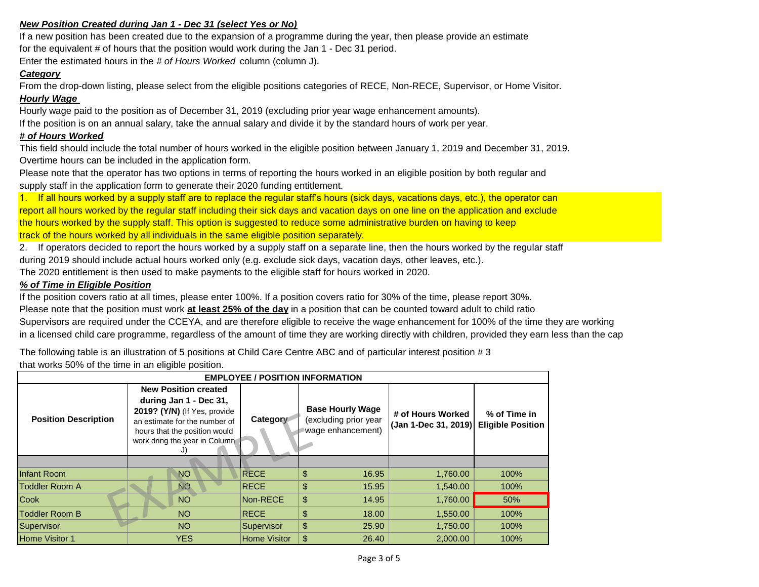***New Position Created during Jan 1 - Dec 31 (select Yes or No)***

If a new position has been created due to the expansion of a programme during the year, then please provide an estimate for the equivalent # of hours that the position would work during the Jan 1 - Dec 31 period.

Enter the estimated hours in the *# of Hours Worked* column (column J).

***Category***

From the drop-down listing, please select from the eligible positions categories of RECE, Non-RECE, Supervisor, or Home Visitor.

***Hourly Wage***

Hourly wage paid to the position as of December 31, 2019 (excluding prior year wage enhancement amounts).

If the position is on an annual salary, take the annual salary and divide it by the standard hours of work per year.

***# of Hours Worked***

This field should include the total number of hours worked in the eligible position between January 1, 2019 and December 31, 2019.

Overtime hours can be included in the application form.

Please note that the operator has two options in terms of reporting the hours worked in an eligible position by both regular and supply staff in the application form to generate their 2020 funding entitlement.

1. If all hours worked by a supply staff are to replace the regular staff's hours (sick days, vacations days, etc.), the operator can report all hours worked by the regular staff including their sick days and vacation days on one line on the application and exclude the hours worked by the supply staff. This option is suggested to reduce some administrative burden on having to keep track of the hours worked by all individuals in the same eligible position separately.
2. If operators decided to report the hours worked by a supply staff on a separate line, then the hours worked by the regular staff during 2019 should include actual hours worked only (e.g. exclude sick days, vacation days, other leaves, etc.).

The 2020 entitlement is then used to make payments to the eligible staff for hours worked in 2020.

***% of Time in Eligible Position***

If the position covers ratio at all times, please enter 100%. If a position covers ratio for 30% of the time, please report 30%.

Please note that the position must work **at least 25% of the day** in a position that can be counted toward adult to child ratio

Supervisors are required under the CCEYA, and are therefore eligible to receive the wage enhancement for 100% of the time they are working in a licensed child care programme, regardless of the amount of time they are working directly with children, provided they earn less than the cap

The following table is an illustration of 5 positions at Child Care Centre ABC and of particular interest position # 3 that works 50% of the time in an eligible position.

| EMPLOYEE / POSITION INFORMATION | | | | | |
|---|---|---|---|---|---|
| **Position Description** | **New Position created during Jan 1 - Dec 31, 2019? (Y/N)** (If Yes, provide an estimate for the number of hours that the position would work dring the year in Column J) | **Category** | **Base Hourly Wage** (excluding prior year wage enhancement) | **# of Hours Worked (Jan 1-Dec 31, 2019)** | **% of Time in Eligible Position** |
| | | | | | |
| Infant Room | NO | RECE | $ 16.95 | 1,760.00 | 100% |
| Toddler Room A | NO | RECE | $ 15.95 | 1,540.00 | 100% |
| Cook | NO | Non-RECE | $ 14.95 | 1,760.00 | 50% |
| Toddler Room B | NO | RECE | $ 18.00 | 1,550.00 | 100% |
| Supervisor | NO | Supervisor | $ 25.90 | 1,750.00 | 100% |
| Home Visitor 1 | YES | Home Visitor | $ 26.40 | 2,000.00 | 100% |

EXAMPLE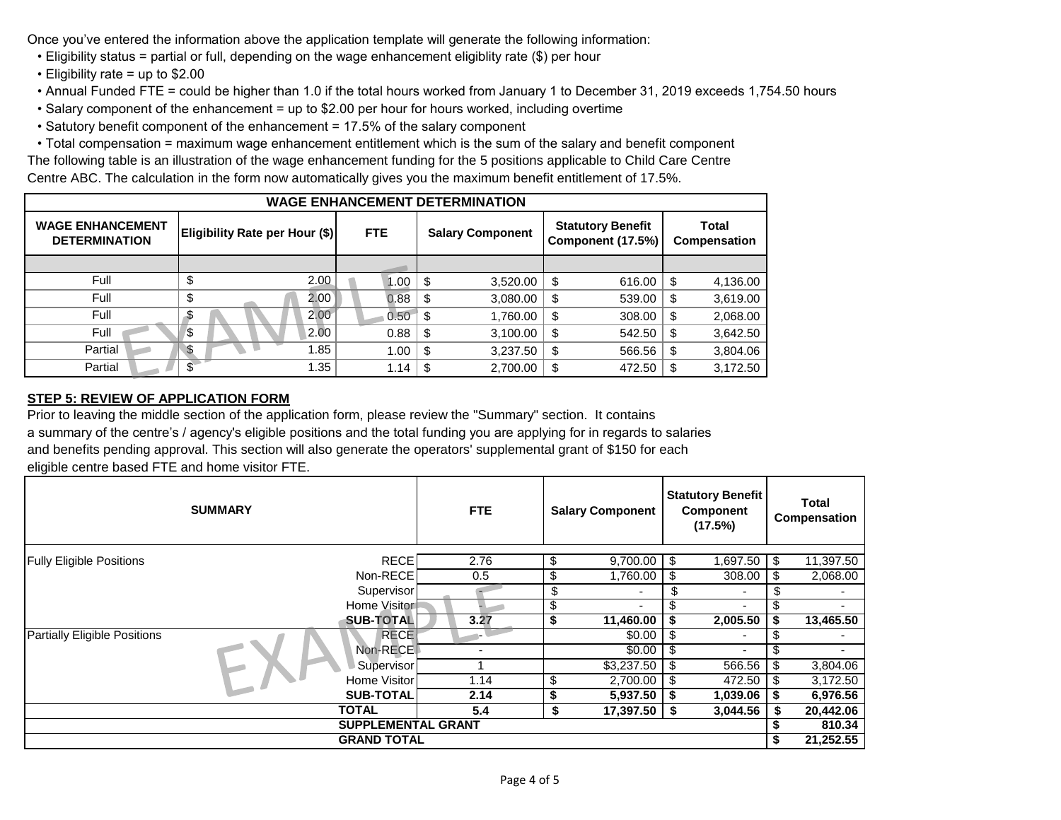Once you've entered the information above the application template will generate the following information:

- Eligibility status = partial or full, depending on the wage enhancement eligiblity rate ($) per hour
- Eligibility rate = up to $2.00
- Annual Funded FTE = could be higher than 1.0 if the total hours worked from January 1 to December 31, 2019 exceeds 1,754.50 hours
- Salary component of the enhancement = up to $2.00 per hour for hours worked, including overtime
- Satutory benefit component of the enhancement = 17.5% of the salary component
- Total compensation = maximum wage enhancement entitlement which is the sum of the salary and benefit component

The following table is an illustration of the wage enhancement funding for the 5 positions applicable to Child Care Centre Centre ABC. The calculation in the form now automatically gives you the maximum benefit entitlement of 17.5%.

| WAGE ENHANCEMENT DETERMINATION | | | | | |
|---|---|---|---|---|---|
| **WAGE ENHANCEMENT DETERMINATION** | **Eligibility Rate per Hour ($)** | **FTE** | **Salary Component** | **Statutory Benefit Component (17.5%)** | **Total Compensation** |
| | | | | | |
| Full | $ 2.00 | 1.00 | $ 3,520.00 | $ 616.00 | $ 4,136.00 |
| Full | $ 2.00 | 0.88 | $ 3,080.00 | $ 539.00 | $ 3,619.00 |
| Full | $ 2.00 | 0.50 | $ 1,760.00 | $ 308.00 | $ 2,068.00 |
| Full | $ 2.00 | 0.88 | $ 3,100.00 | $ 542.50 | $ 3,642.50 |
| Partial | $ 1.85 | 1.00 | $ 3,237.50 | $ 566.56 | $ 3,804.06 |
| Partial | $ 1.35 | 1.14 | $ 2,700.00 | $ 472.50 | $ 3,172.50 |

**STEP 5: REVIEW OF APPLICATION FORM**

Prior to leaving the middle section of the application form, please review the "Summary" section. It contains a summary of the centre's / agency's eligible positions and the total funding you are applying for in regards to salaries and benefits pending approval. This section will also generate the operators' supplemental grant of $150 for each eligible centre based FTE and home visitor FTE.

| **SUMMARY** | | **FTE** | **Salary Component** | **Statutory Benefit Component (17.5%)** | **Total Compensation** |
|---|---|---|---|---|---|
| Fully Eligible Positions | RECE | 2.76 | $ 9,700.00 | $ 1,697.50 | $ 11,397.50 |
| | Non-RECE | 0.5 | $ 1,760.00 | $ 308.00 | $ 2,068.00 |
| | Supervisor | - | $ - | $ - | $ - |
| | Home Visitor | - | $ - | $ - | $ - |
| | **SUB-TOTAL** | **3.27** | **$ 11,460.00** | **$ 2,005.50** | **$ 13,465.50** |
| Partially Eligible Positions | RECE | - | $0.00 | $ - | $ - |
| | Non-RECE | - | $0.00 | $ - | $ - |
| | Supervisor | 1 | $3,237.50 | $ 566.56 | $ 3,804.06 |
| | Home Visitor | 1.14 | $ 2,700.00 | $ 472.50 | $ 3,172.50 |
| | **SUB-TOTAL** | **2.14** | **$ 5,937.50** | **$ 1,039.06** | **$ 6,976.56** |
| **TOTAL** | | **5.4** | **$ 17,397.50** | **$ 3,044.56** | **$ 20,442.06** |
| **SUPPLEMENTAL GRANT** | | | | | **$ 810.34** |
| **GRAND TOTAL** | | | | | **$ 21,252.55** |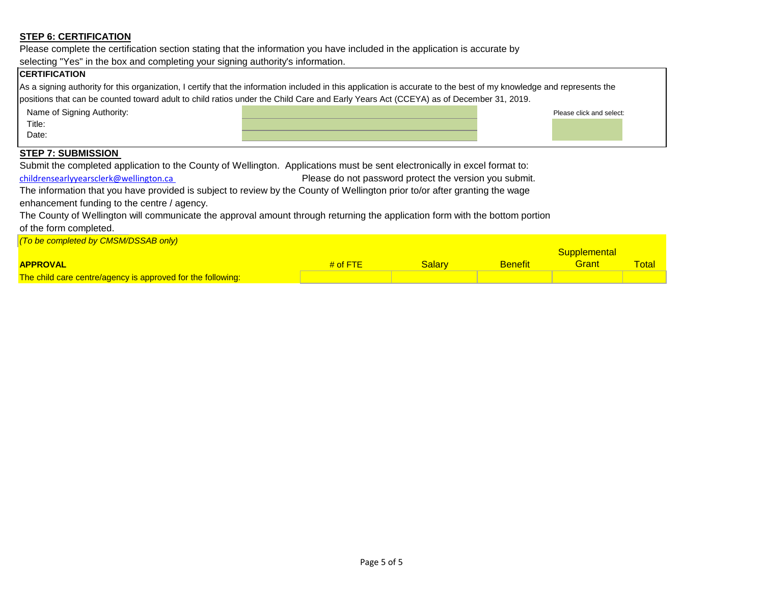## STEP 6: CERTIFICATION

Please complete the certification section stating that the information you have included in the application is accurate by selecting "Yes" in the box and completing your signing authority's information.

**CERTIFICATION**

As a signing authority for this organization, I certify that the information included in this application is accurate to the best of my knowledge and represents the positions that can be counted toward adult to child ratios under the Child Care and Early Years Act (CCEYA) as of December 31, 2019.

| | | |
|---|---|---|
| Name of Signing Authority: | | Please click and select: |
| Title: | | |
| Date: | | |

## STEP 7: SUBMISSION

Submit the completed application to the County of Wellington. Applications must be sent electronically in excel format to:

childrensearlyyearsclerk@wellington.ca Please do not password protect the version you submit.

The information that you have provided is subject to review by the County of Wellington prior to/or after granting the wage enhancement funding to the centre / agency.

The County of Wellington will communicate the approval amount through returning the application form with the bottom portion of the form completed.

*(To be completed by CMSM/DSSAB only)*

| **APPROVAL** | # of FTE | Salary | Benefit | Supplemental Grant | Total |
|---|---|---|---|---|---|
| The child care centre/agency is approved for the following: | | | | | |